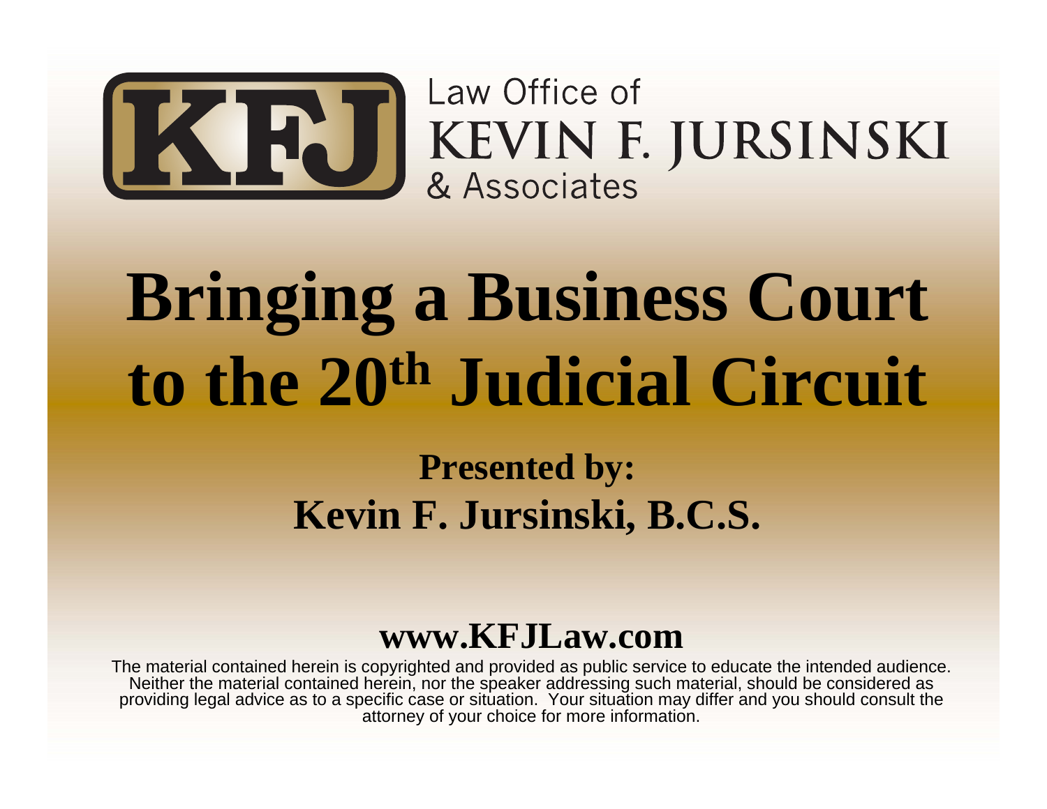Law Office of
KEVIN F. JURSINSKI
& Associates

# Bringing a Business Court to the 20th Judicial Circuit

**Presented by:**
**Kevin F. Jursinski, B.C.S.**

**www.KFJLaw.com**

The material contained herein is copyrighted and provided as public service to educate the intended audience. Neither the material contained herein, nor the speaker addressing such material, should be considered as providing legal advice as to a specific case or situation. Your situation may differ and you should consult the attorney of your choice for more information.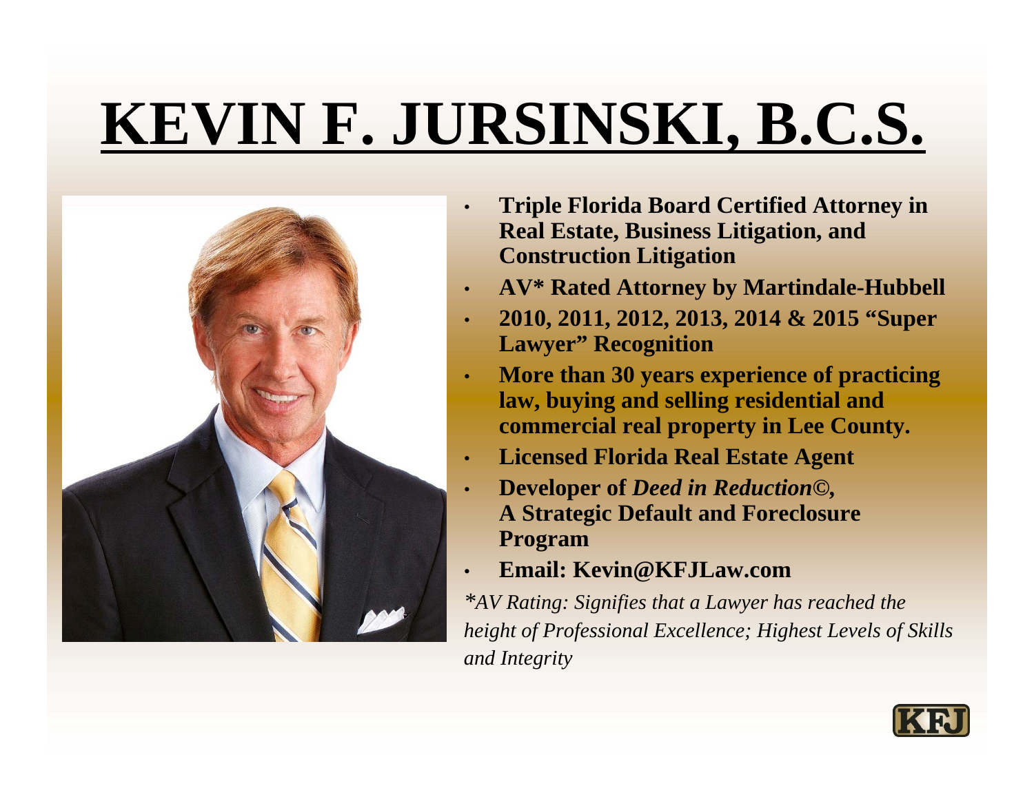# KEVIN F. JURSINSKI, B.C.S.

- **Triple Florida Board Certified Attorney in Real Estate, Business Litigation, and Construction Litigation**
- **AV* Rated Attorney by Martindale-Hubbell**
- **2010, 2011, 2012, 2013, 2014 & 2015 "Super Lawyer" Recognition**
- **More than 30 years experience of practicing law, buying and selling residential and commercial real property in Lee County.**
- **Licensed Florida Real Estate Agent**
- **Developer of *Deed in Reduction©*, A Strategic Default and Foreclosure Program**
- **Email: Kevin@KFJLaw.com**

*\*AV Rating: Signifies that a Lawyer has reached the height of Professional Excellence; Highest Levels of Skills and Integrity*

KFJ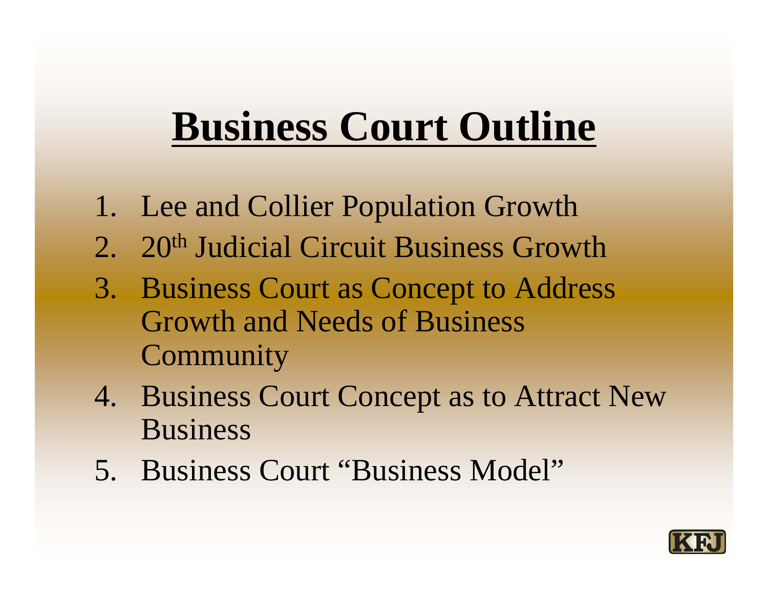# Business Court Outline

1. Lee and Collier Population Growth
2. 20th Judicial Circuit Business Growth
3. Business Court as Concept to Address Growth and Needs of Business Community
4. Business Court Concept as to Attract New Business
5. Business Court "Business Model"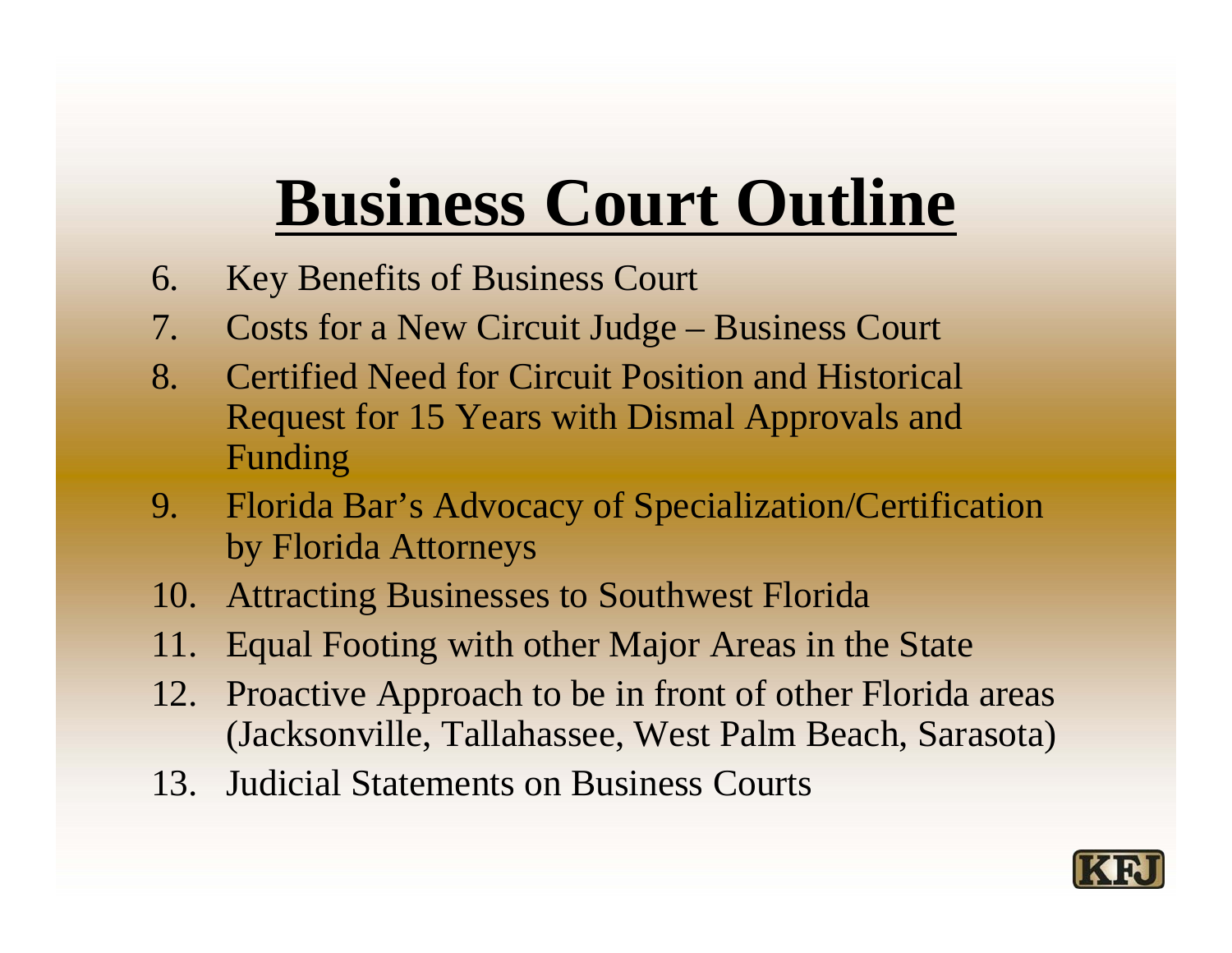# Business Court Outline

6. Key Benefits of Business Court
7. Costs for a New Circuit Judge – Business Court
8. Certified Need for Circuit Position and Historical Request for 15 Years with Dismal Approvals and Funding
9. Florida Bar's Advocacy of Specialization/Certification by Florida Attorneys
10. Attracting Businesses to Southwest Florida
11. Equal Footing with other Major Areas in the State
12. Proactive Approach to be in front of other Florida areas (Jacksonville, Tallahassee, West Palm Beach, Sarasota)
13. Judicial Statements on Business Courts

KFJ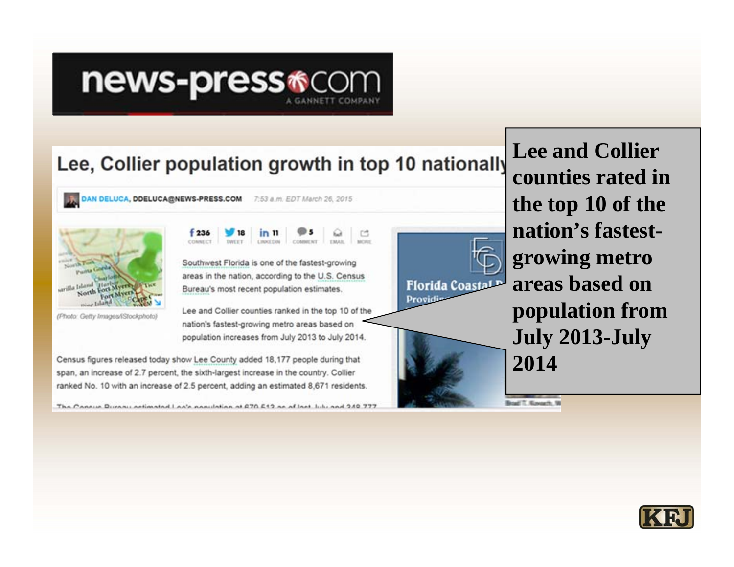news-press.com
A GANNETT COMPANY

# Lee, Collier population growth in top 10 nationally

DAN DELUCA, DDELUCA@NEWS-PRESS.COM 7:53 a.m. EDT March 26, 2015

(Photo: Getty Images/iStockphoto)

Southwest Florida is one of the fastest-growing areas in the nation, according to the U.S. Census Bureau's most recent population estimates.

Lee and Collier counties ranked in the top 10 of the nation's fastest-growing metro areas based on population increases from July 2013 to July 2014.

Census figures released today show Lee County added 18,177 people during that span, an increase of 2.7 percent, the sixth-largest increase in the country. Collier ranked No. 10 with an increase of 2.5 percent, adding an estimated 8,671 residents.

**Lee and Collier counties rated in the top 10 of the nation's fastest-growing metro areas based on population from July 2013-July 2014**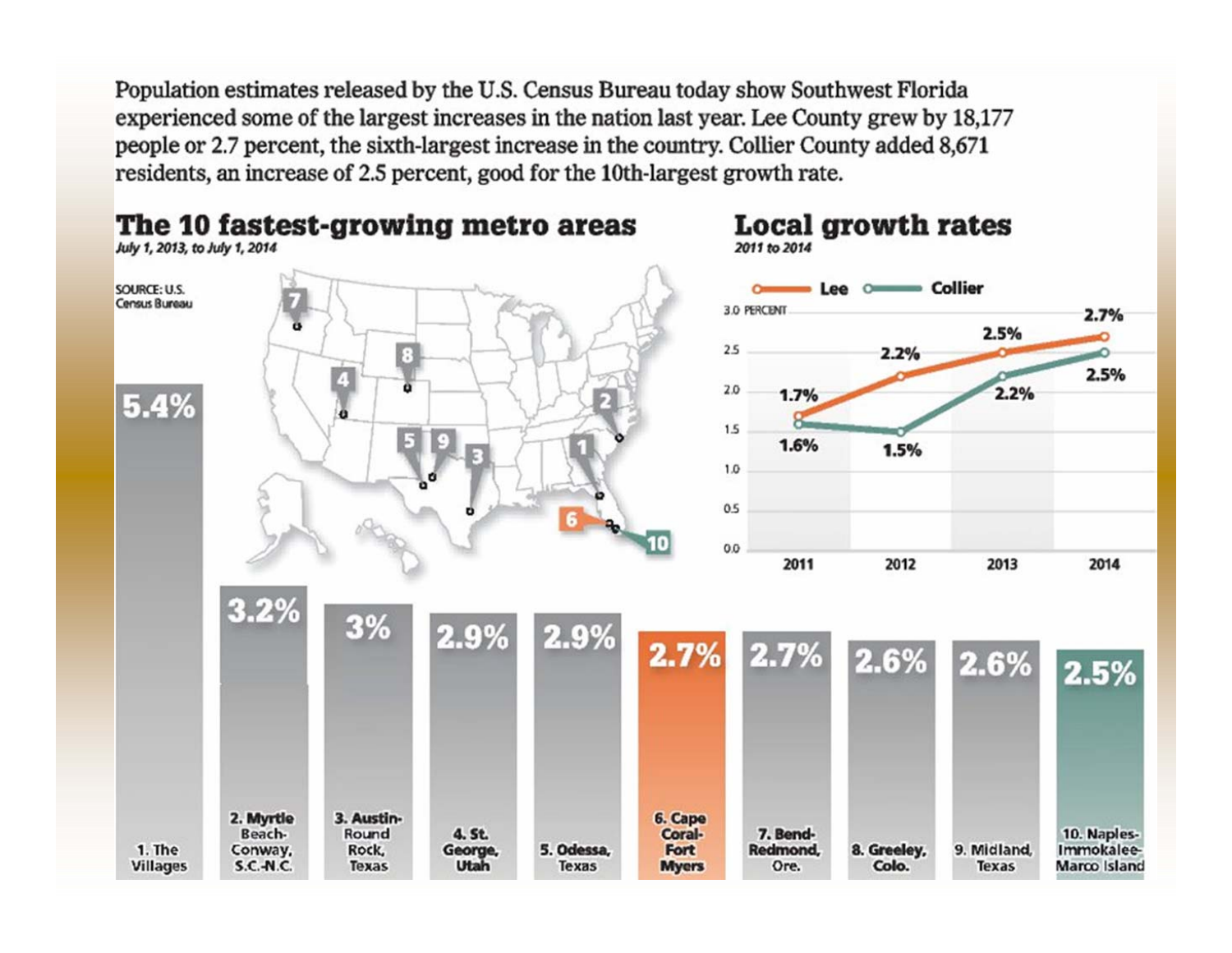Population estimates released by the U.S. Census Bureau today show Southwest Florida experienced some of the largest increases in the nation last year. Lee County grew by 18,177 people or 2.7 percent, the sixth-largest increase in the country. Collier County added 8,671 residents, an increase of 2.5 percent, good for the 10th-largest growth rate.

## The 10 fastest-growing metro areas

*July 1, 2013, to July 1, 2014*

SOURCE: U.S. Census Bureau

| Rank | Metro area | Growth |
|---|---|---|
| 1 | The Villages | 5.4% |
| 2 | Myrtle Beach-Conway, S.C.-N.C. | 3.2% |
| 3 | Austin-Round Rock, Texas | 3% |
| 4 | St. George, Utah | 2.9% |
| 5 | Odessa, Texas | 2.9% |
| 6 | Cape Coral-Fort Myers | 2.7% |
| 7 | Bend-Redmond, Ore. | 2.7% |
| 8 | Greeley, Colo. | 2.6% |
| 9 | Midland, Texas | 2.6% |
| 10 | Naples-Immokalee-Marco Island | 2.5% |

## Local growth rates

*2011 to 2014*

| Year | Lee | Collier |
|---|---|---|
| 2011 | 1.7% | 1.6% |
| 2012 | 2.2% | 1.5% |
| 2013 | 2.5% | 2.2% |
| 2014 | 2.7% | 2.5% |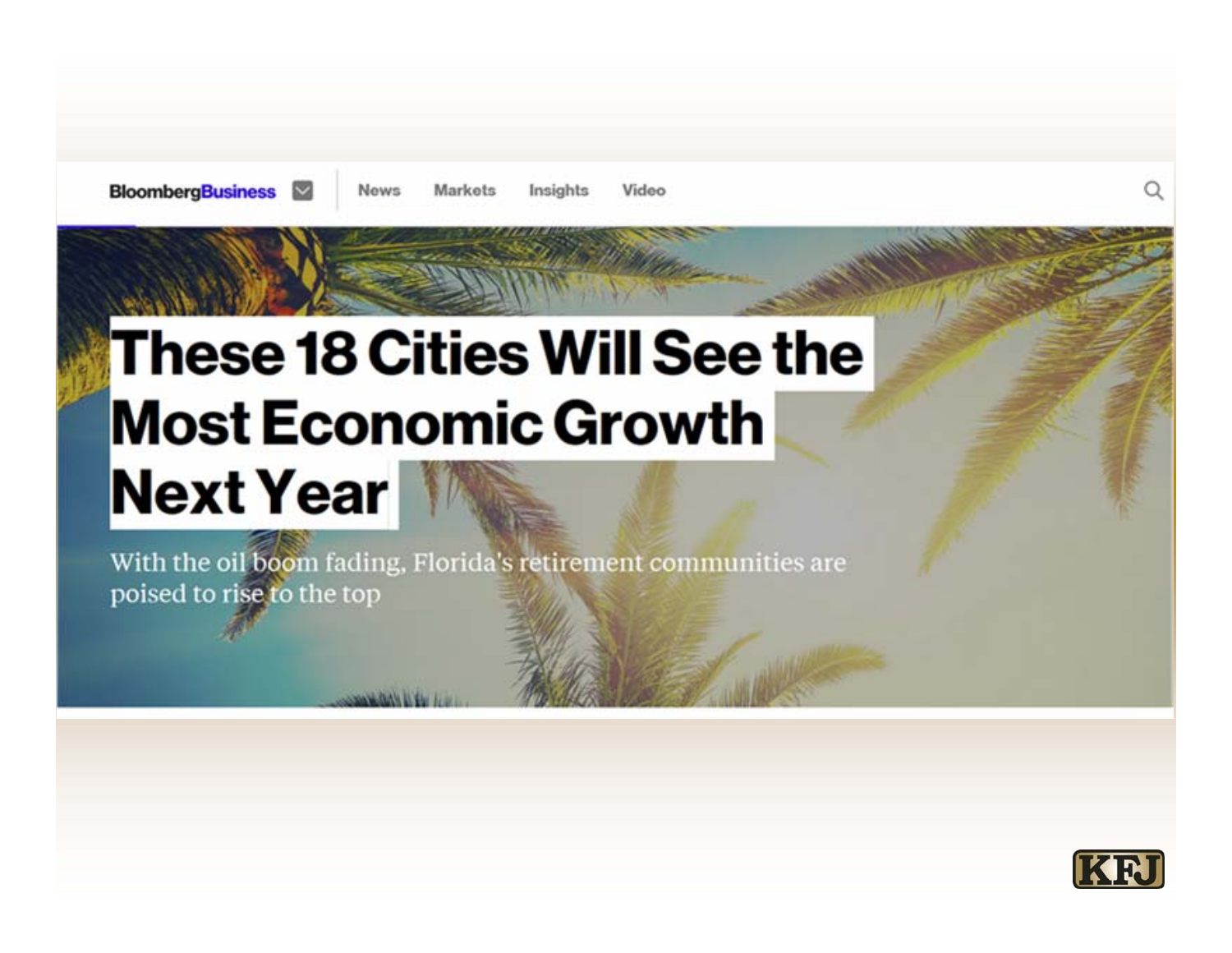BloombergBusiness News Markets Insights Video

# These 18 Cities Will See the Most Economic Growth Next Year

With the oil boom fading, Florida's retirement communities are poised to rise to the top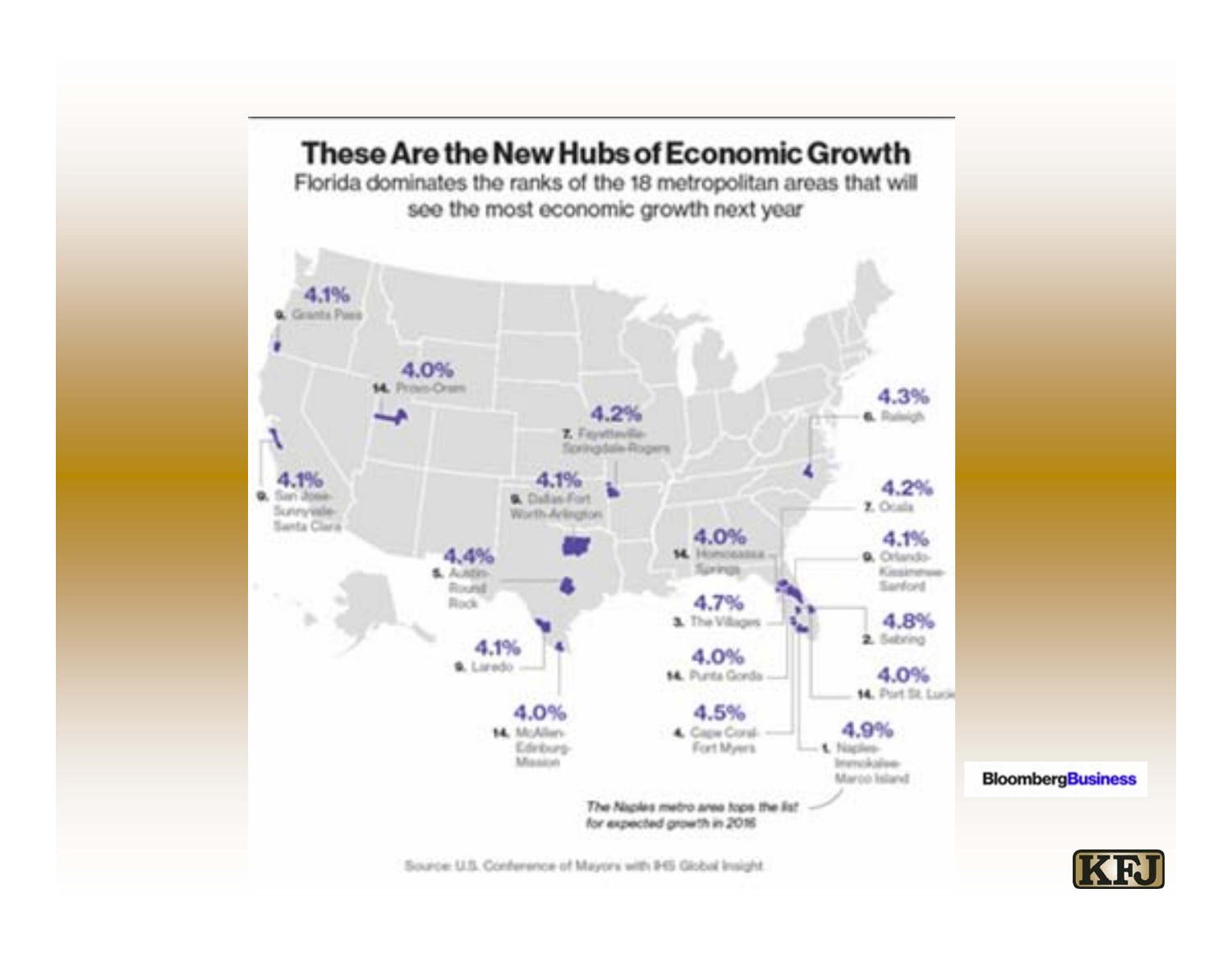# These Are the New Hubs of Economic Growth

Florida dominates the ranks of the 18 metropolitan areas that will see the most economic growth next year

4.1% 9. Grants Pass

4.0% 14. Provo-Orem

4.2% 7. Fayetteville-Springdale-Rogers

4.3% 6. Raleigh

4.1% 9. San Jose-Sunnyvale-Santa Clara

4.1% 9. Dallas-Fort Worth-Arlington

4.2% 7. Ocala

4.0% 14. Homosassa Springs

4.1% 9. Orlando-Kissimmee-Sanford

4.4% 5. Austin-Round Rock

4.7% 3. The Villages

4.8% 2. Sebring

4.1% 9. Laredo

4.0% 14. Punta Gorda

4.0% 14. Port St. Lucie

4.0% 14. McAllen-Edinburg-Mission

4.5% 4. Cape Coral-Fort Myers

4.9% 1. Naples-Immokalee-Marco Island

*The Naples metro area tops the list for expected growth in 2016*

Source: U.S. Conference of Mayors with IHS Global Insight

BloombergBusiness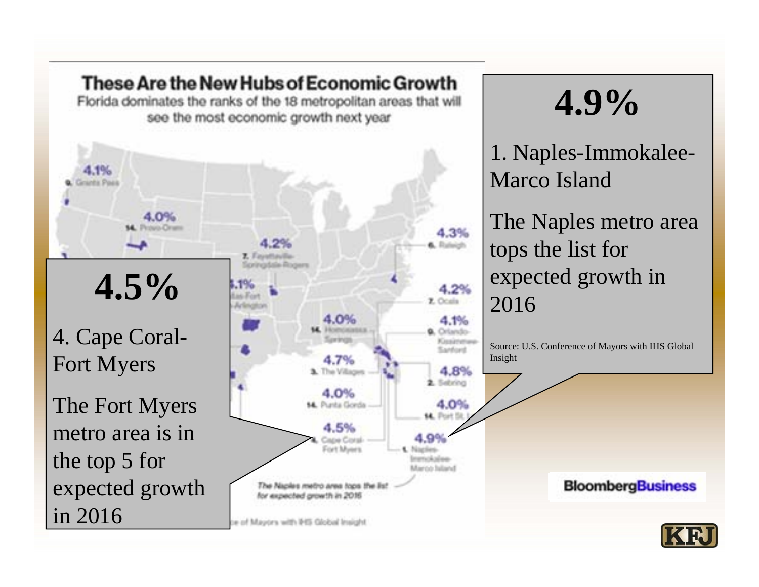# These Are the New Hubs of Economic Growth

Florida dominates the ranks of the 18 metropolitan areas that will see the most economic growth next year

4.1% 9. Grants Pass

4.0% 14. Provo-Orem

4.2% 7. Fayetteville-Springdale-Rogers

4.1% Dallas-Fort Worth-Arlington

4.3% 6. Raleigh

4.2% 7. Ocala

4.0% 14. Homosassa Springs

4.1% 9. Orlando-Kissimmee-Sanford

4.7% 3. The Villages

4.8% 2. Sebring

4.0% 14. Punta Gorda

4.0% 14. Port St. L

4.5% 4. Cape Coral-Fort Myers

4.9% 1. Naples-Immokalee-Marco Island

*The Naples metro area tops the list for expected growth in 2016*

Source: U.S. Conference of Mayors with IHS Global Insight

## 4.5%

4. Cape Coral-Fort Myers

The Fort Myers metro area is in the top 5 for expected growth in 2016

## 4.9%

1. Naples-Immokalee-Marco Island

The Naples metro area tops the list for expected growth in 2016

Source: U.S. Conference of Mayors with IHS Global Insight

BloombergBusiness

KFJ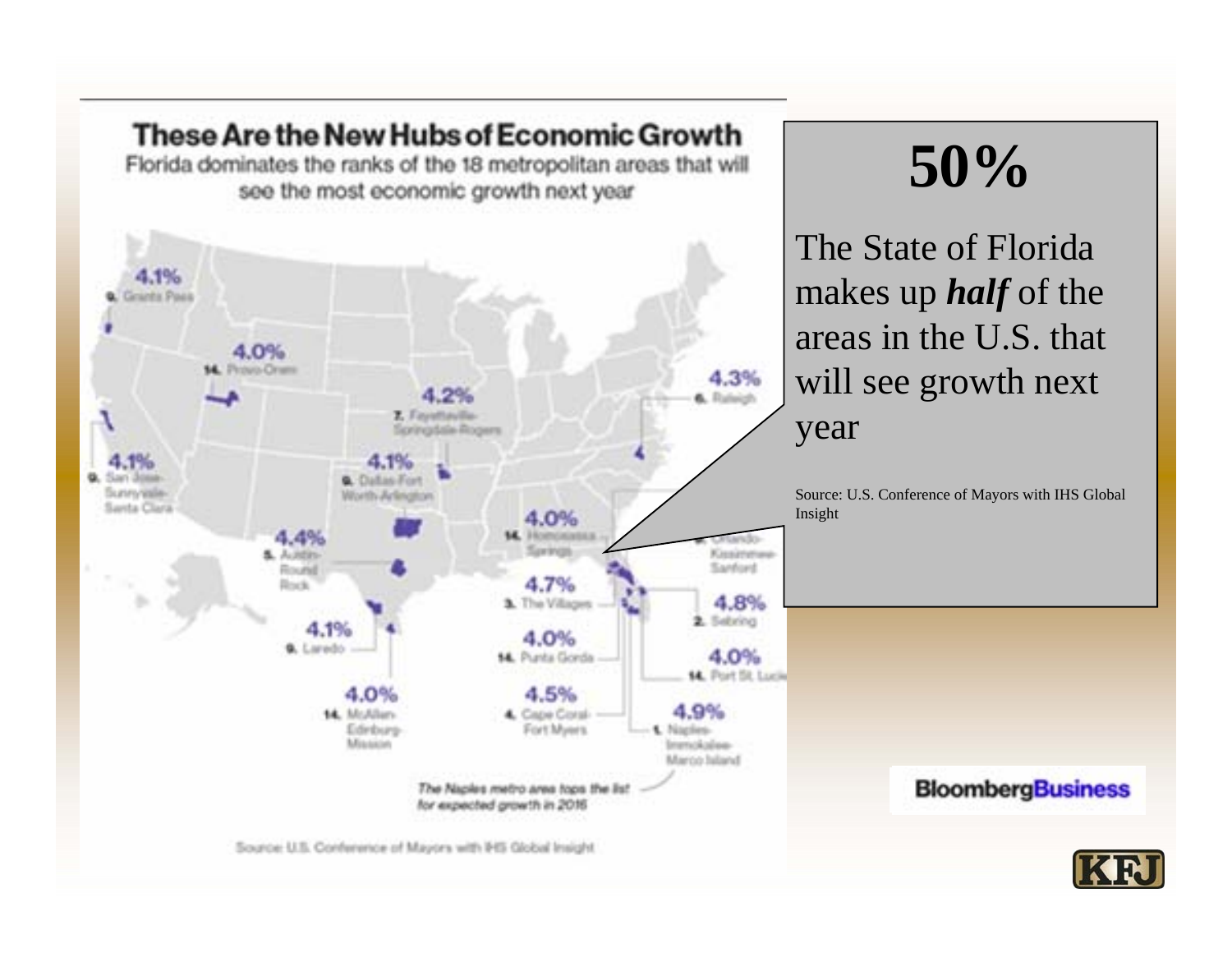## These Are the New Hubs of Economic Growth

Florida dominates the ranks of the 18 metropolitan areas that will see the most economic growth next year

- 4.1% — 9. Grants Pass
- 4.0% — 14. Provo-Orem
- 4.2% — 7. Fayetteville-Springdale-Rogers
- 4.3% — 6. Raleigh
- 4.1% — 9. San Jose-Sunnyvale-Santa Clara
- 4.1% — 9. Dallas-Fort Worth-Arlington
- 4.0% — 14. Homosassa Springs
- 4.4% — 5. Austin-Round Rock
- Orlando-Kissimmee-Sanford
- 4.7% — 3. The Villages
- 4.8% — 2. Sebring
- 4.1% — 9. Laredo
- 4.0% — 14. Punta Gorda
- 4.0% — 14. Port St. Lucie
- 4.0% — 14. McAllen-Edinburg-Mission
- 4.5% — 4. Cape Coral-Fort Myers
- 4.9% — 1. Naples-Immokalee-Marco Island

*The Naples metro area tops the list for expected growth in 2016*

Source: U.S. Conference of Mayors with IHS Global Insight

# 50%

The State of Florida makes up ***half*** of the areas in the U.S. that will see growth next year

Source: U.S. Conference of Mayors with IHS Global Insight

BloombergBusiness

KFJ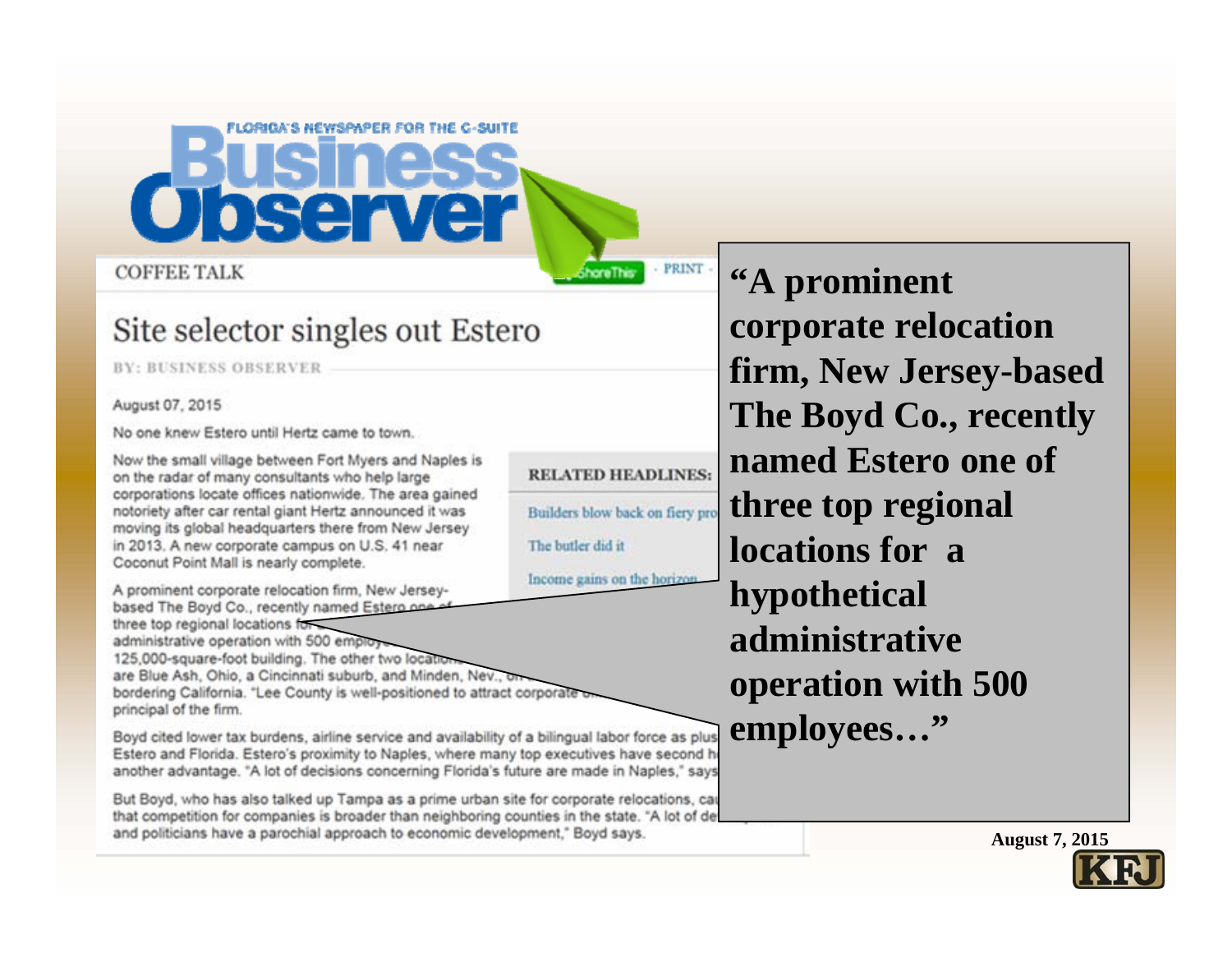FLORIDA'S NEWSPAPER FOR THE C-SUITE

# Business Observer

COFFEE TALK

## Site selector singles out Estero

BY: BUSINESS OBSERVER

August 07, 2015

No one knew Estero until Hertz came to town.

Now the small village between Fort Myers and Naples is on the radar of many consultants who help large corporations locate offices nationwide. The area gained notoriety after car rental giant Hertz announced it was moving its global headquarters there from New Jersey in 2013. A new corporate campus on U.S. 41 near Coconut Point Mall is nearly complete.

A prominent corporate relocation firm, New Jersey-based The Boyd Co., recently named Estero one of three top regional locations for a hypothetical administrative operation with 500 employees … 125,000-square-foot building. The other two locations … are Blue Ash, Ohio, a Cincinnati suburb, and Minden, Nev., on … bordering California. "Lee County is well-positioned to attract corporate … principal of the firm.

Boyd cited lower tax burdens, airline service and availability of a bilingual labor force as plus… Estero and Florida. Estero's proximity to Naples, where many top executives have second h… another advantage. "A lot of decisions concerning Florida's future are made in Naples," says…

But Boyd, who has also talked up Tampa as a prime urban site for corporate relocations, ca… that competition for companies is broader than neighboring counties in the state. "A lot of de… and politicians have a parochial approach to economic development," Boyd says.

**RELATED HEADLINES:**

- Builders blow back on fiery pro…
- The butler did it
- Income gains on the horizon

**"A prominent corporate relocation firm, New Jersey-based The Boyd Co., recently named Estero one of three top regional locations for a hypothetical administrative operation with 500 employees…"**

**August 7, 2015**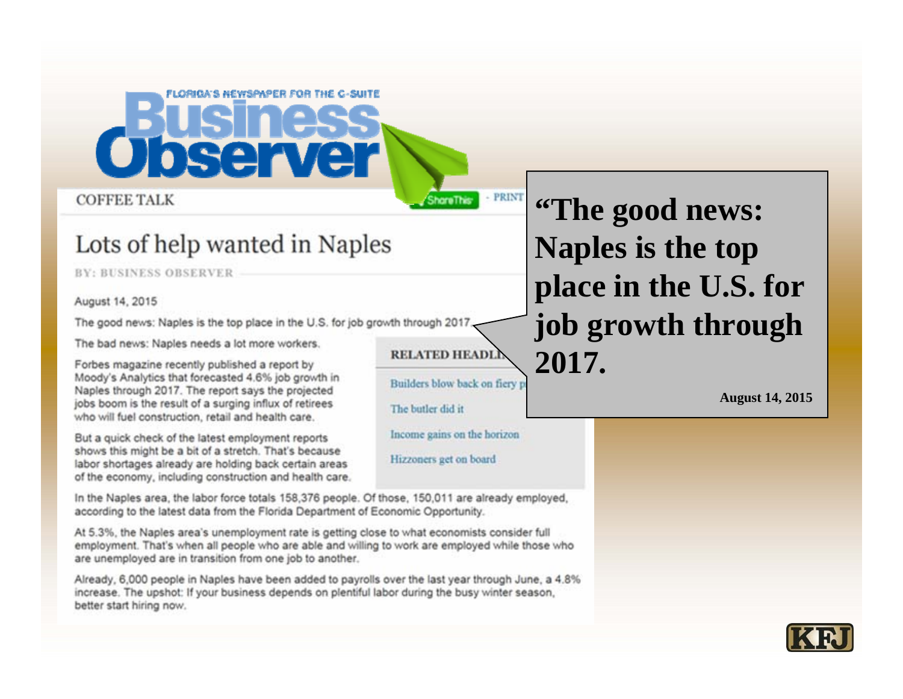FLORIDA'S NEWSPAPER FOR THE C-SUITE

# Business Observer

COFFEE TALK

ShareThis · PRINT

## Lots of help wanted in Naples

BY: BUSINESS OBSERVER

August 14, 2015

The good news: Naples is the top place in the U.S. for job growth through 2017.

The bad news: Naples needs a lot more workers.

Forbes magazine recently published a report by Moody's Analytics that forecasted 4.6% job growth in Naples through 2017. The report says the projected jobs boom is the result of a surging influx of retirees who will fuel construction, retail and health care.

But a quick check of the latest employment reports shows this might be a bit of a stretch. That's because labor shortages already are holding back certain areas of the economy, including construction and health care.

In the Naples area, the labor force totals 158,376 people. Of those, 150,011 are already employed, according to the latest data from the Florida Department of Economic Opportunity.

At 5.3%, the Naples area's unemployment rate is getting close to what economists consider full employment. That's when all people who are able and willing to work are employed while those who are unemployed are in transition from one job to another.

Already, 6,000 people in Naples have been added to payrolls over the last year through June, a 4.8% increase. The upshot: If your business depends on plentiful labor during the busy winter season, better start hiring now.

**RELATED HEADLI...**

- Builders blow back on fiery p...
- The butler did it
- Income gains on the horizon
- Hizzoners get on board

**"The good news: Naples is the top place in the U.S. for job growth through 2017.**

**August 14, 2015**

KFJ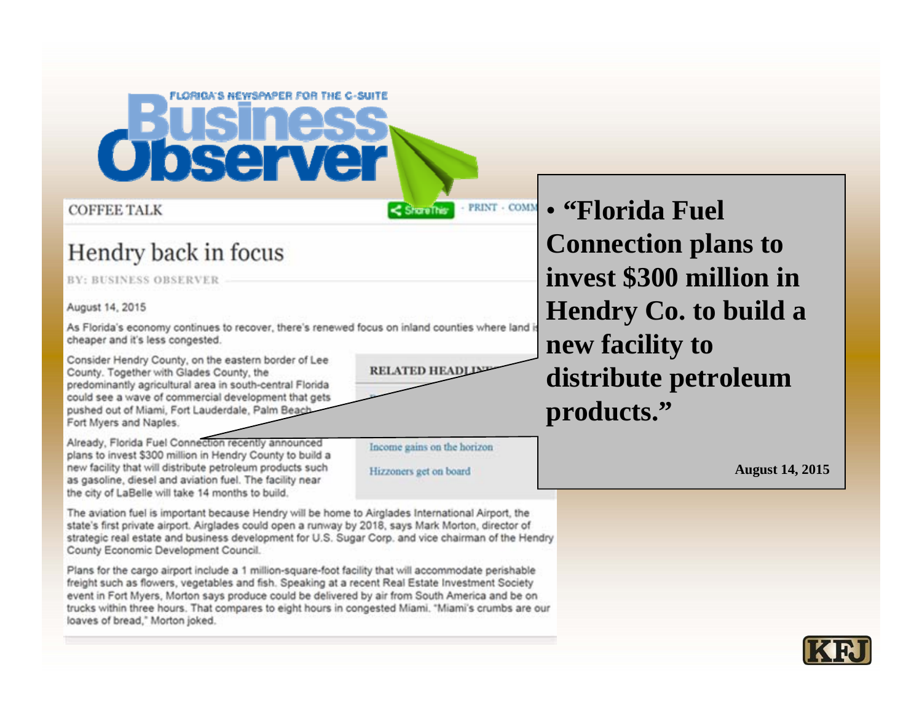FLORIDA'S NEWSPAPER FOR THE C-SUITE

# Business Observer

COFFEE TALK

## Hendry back in focus

BY: BUSINESS OBSERVER

August 14, 2015

As Florida's economy continues to recover, there's renewed focus on inland counties where land is cheaper and it's less congested.

Consider Hendry County, on the eastern border of Lee County. Together with Glades County, the predominantly agricultural area in south-central Florida could see a wave of commercial development that gets pushed out of Miami, Fort Lauderdale, Palm Beach, Fort Myers and Naples.

Already, Florida Fuel Connection recently announced plans to invest $300 million in Hendry County to build a new facility that will distribute petroleum products such as gasoline, diesel and aviation fuel. The facility near the city of LaBelle will take 14 months to build.

The aviation fuel is important because Hendry will be home to Airglades International Airport, the state's first private airport. Airglades could open a runway by 2018, says Mark Morton, director of strategic real estate and business development for U.S. Sugar Corp. and vice chairman of the Hendry County Economic Development Council.

Plans for the cargo airport include a 1 million-square-foot facility that will accommodate perishable freight such as flowers, vegetables and fish. Speaking at a recent Real Estate Investment Society event in Fort Myers, Morton says produce could be delivered by air from South America and be on trucks within three hours. That compares to eight hours in congested Miami. "Miami's crumbs are our loaves of bread," Morton joked.

RELATED HEADLINES

Income gains on the horizon

Hizzoners get on board

- **"Florida Fuel Connection plans to invest $300 million in Hendry Co. to build a new facility to distribute petroleum products."**

**August 14, 2015**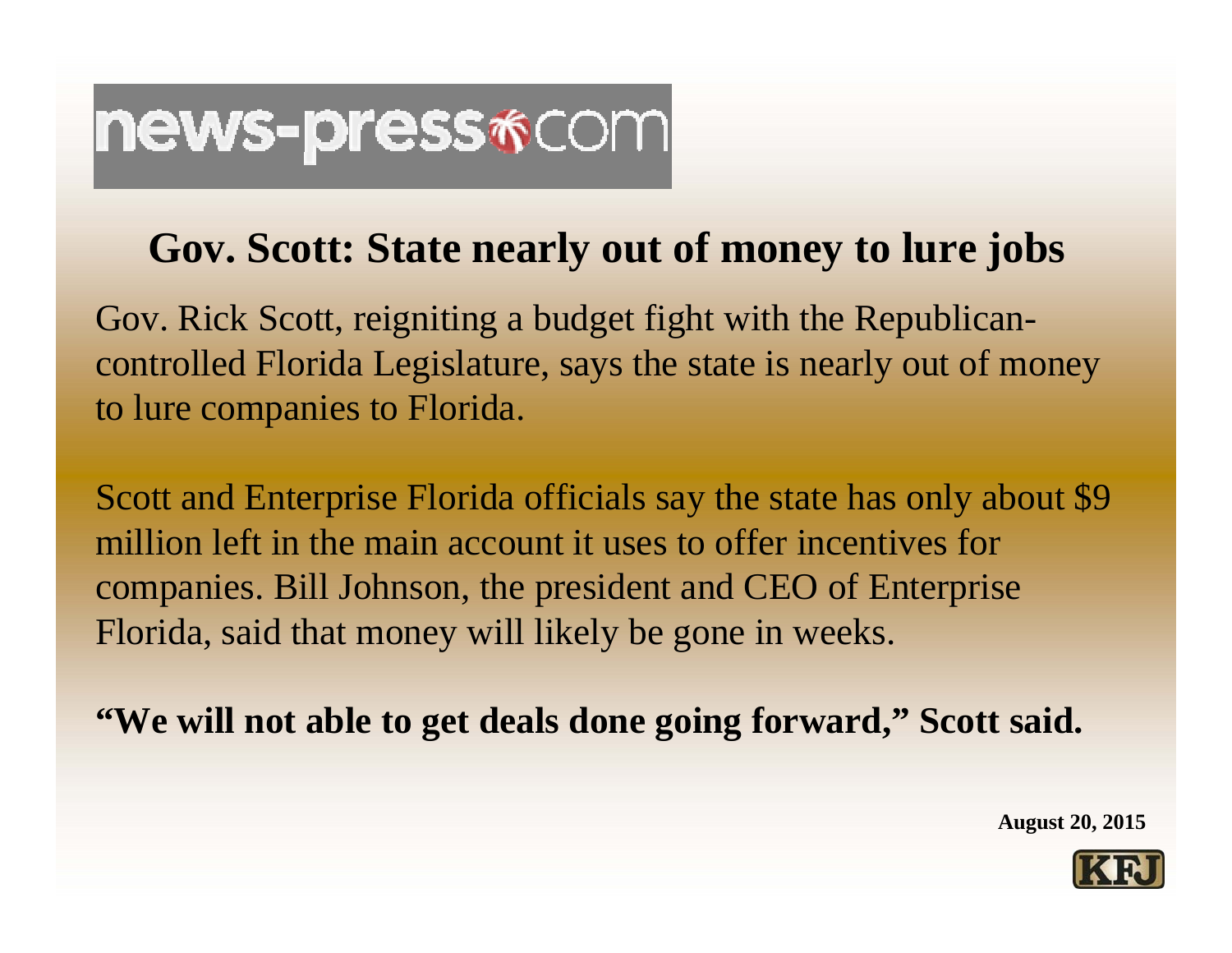news-press.com

## Gov. Scott: State nearly out of money to lure jobs

Gov. Rick Scott, reigniting a budget fight with the Republican-controlled Florida Legislature, says the state is nearly out of money to lure companies to Florida.

Scott and Enterprise Florida officials say the state has only about $9 million left in the main account it uses to offer incentives for companies. Bill Johnson, the president and CEO of Enterprise Florida, said that money will likely be gone in weeks.

**"We will not able to get deals done going forward," Scott said.**

**August 20, 2015**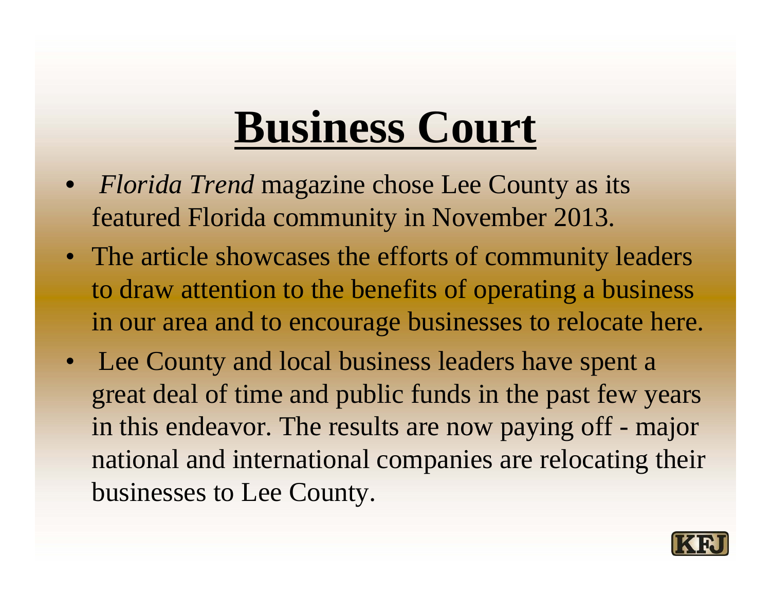# Business Court

- *Florida Trend* magazine chose Lee County as its featured Florida community in November 2013.
- The article showcases the efforts of community leaders to draw attention to the benefits of operating a business in our area and to encourage businesses to relocate here.
- Lee County and local business leaders have spent a great deal of time and public funds in the past few years in this endeavor. The results are now paying off - major national and international companies are relocating their businesses to Lee County.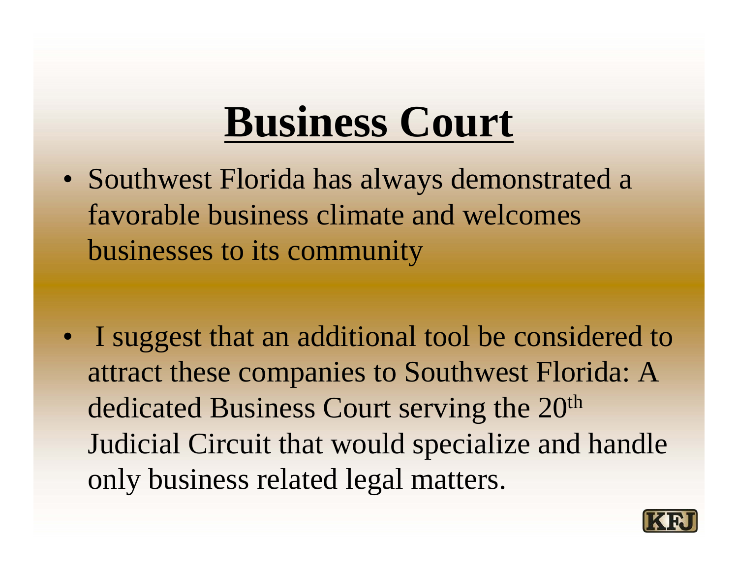# Business Court

- Southwest Florida has always demonstrated a favorable business climate and welcomes businesses to its community
- I suggest that an additional tool be considered to attract these companies to Southwest Florida: A dedicated Business Court serving the 20th Judicial Circuit that would specialize and handle only business related legal matters.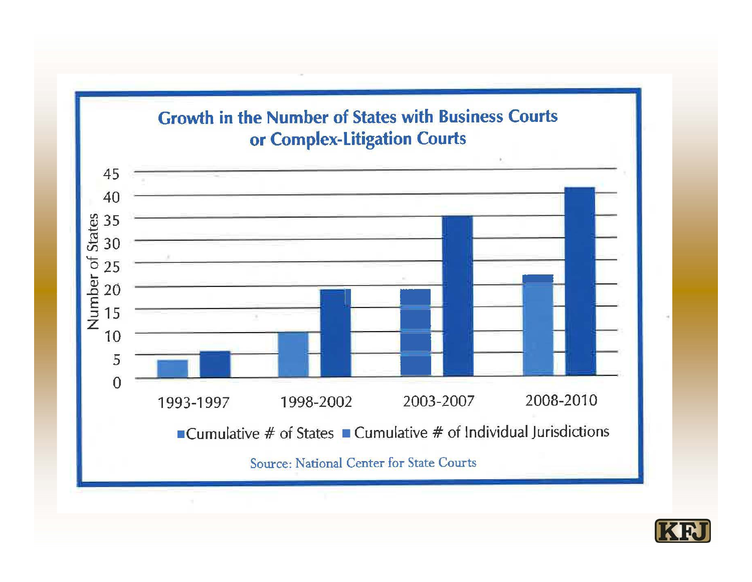## Growth in the Number of States with Business Courts or Complex-Litigation Courts

| Period | Cumulative # of States | Cumulative # of Individual Jurisdictions |
|---|---|---|
| 1993-1997 | 4 | 6 |
| 1998-2002 | 10 | 19 |
| 2003-2007 | 19 | 35 |
| 2008-2010 | 22 | 41 |

Source: National Center for State Courts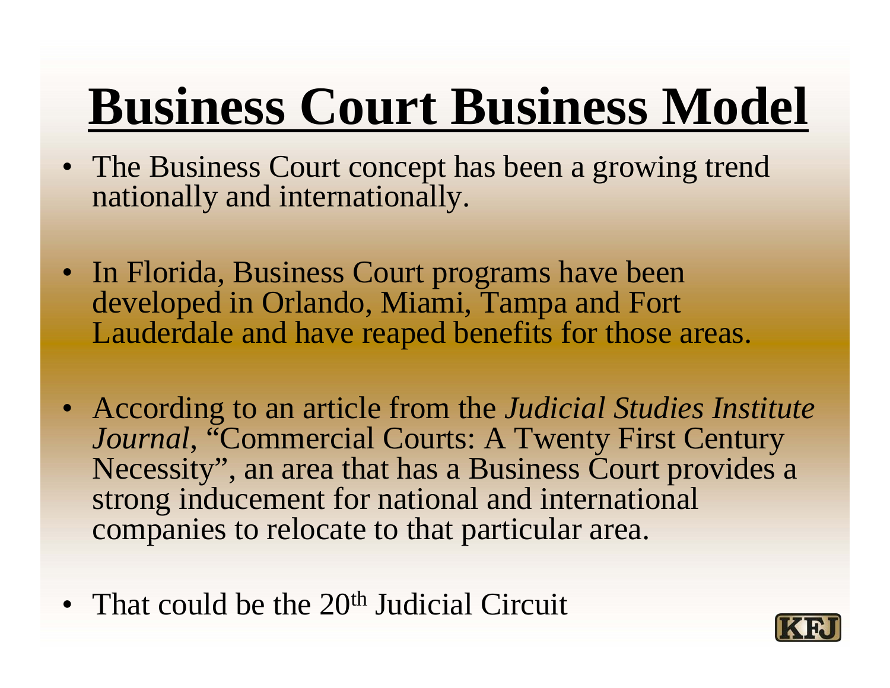# Business Court Business Model

- The Business Court concept has been a growing trend nationally and internationally.
- In Florida, Business Court programs have been developed in Orlando, Miami, Tampa and Fort Lauderdale and have reaped benefits for those areas.
- According to an article from the *Judicial Studies Institute Journal*, "Commercial Courts: A Twenty First Century Necessity", an area that has a Business Court provides a strong inducement for national and international companies to relocate to that particular area.
- That could be the 20th Judicial Circuit

KFJ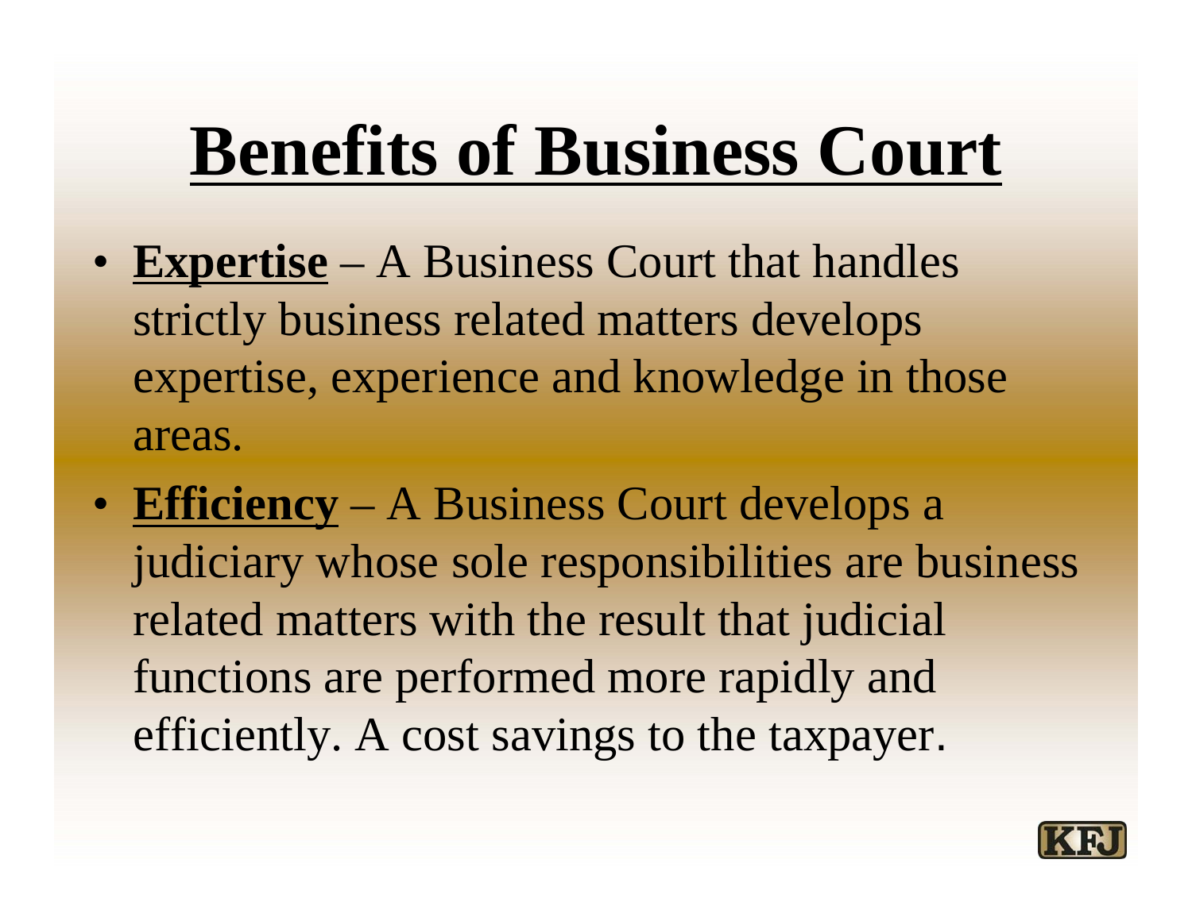# Benefits of Business Court

- **Expertise** – A Business Court that handles strictly business related matters develops expertise, experience and knowledge in those areas.
- **Efficiency** – A Business Court develops a judiciary whose sole responsibilities are business related matters with the result that judicial functions are performed more rapidly and efficiently. A cost savings to the taxpayer.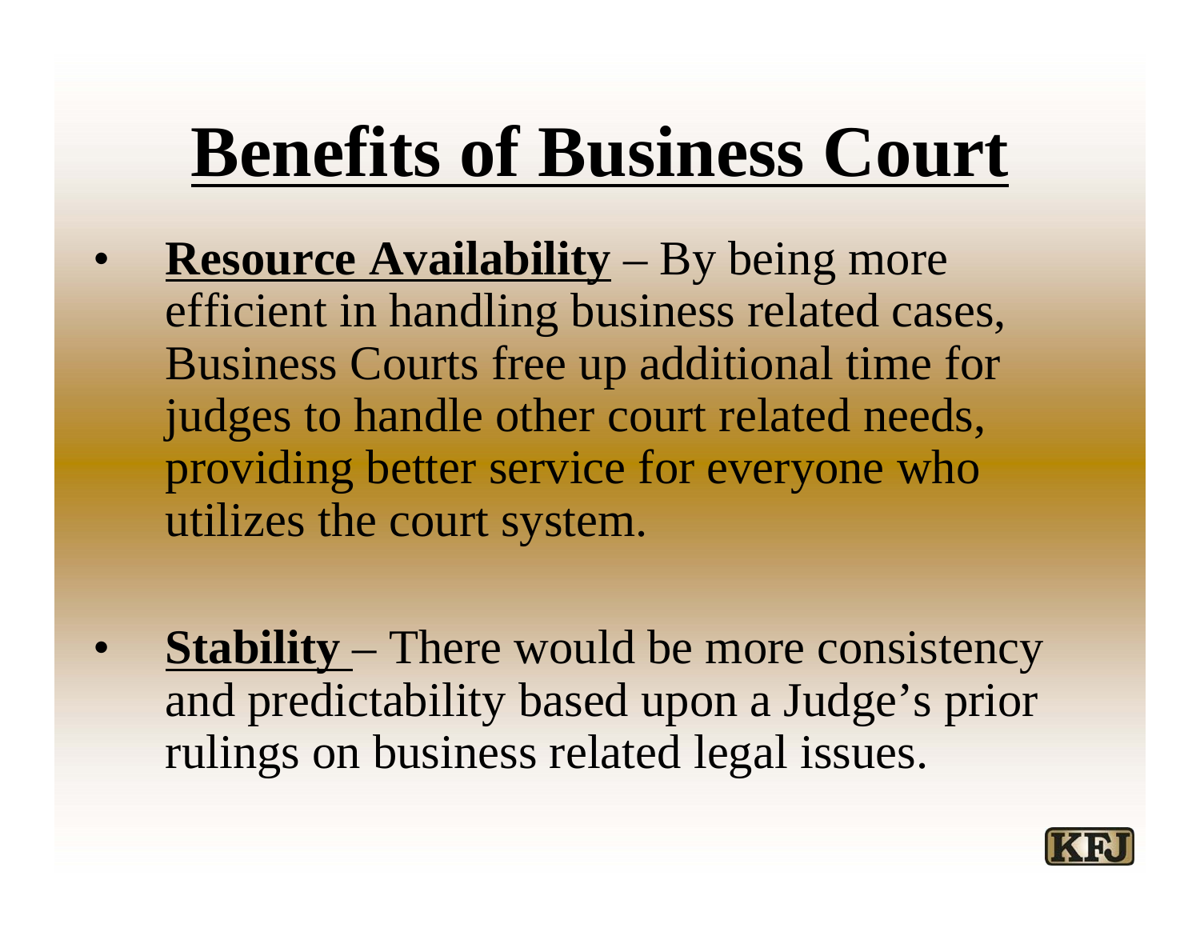# Benefits of Business Court

- **Resource Availability** – By being more efficient in handling business related cases, Business Courts free up additional time for judges to handle other court related needs, providing better service for everyone who utilizes the court system.

- **Stability** – There would be more consistency and predictability based upon a Judge's prior rulings on business related legal issues.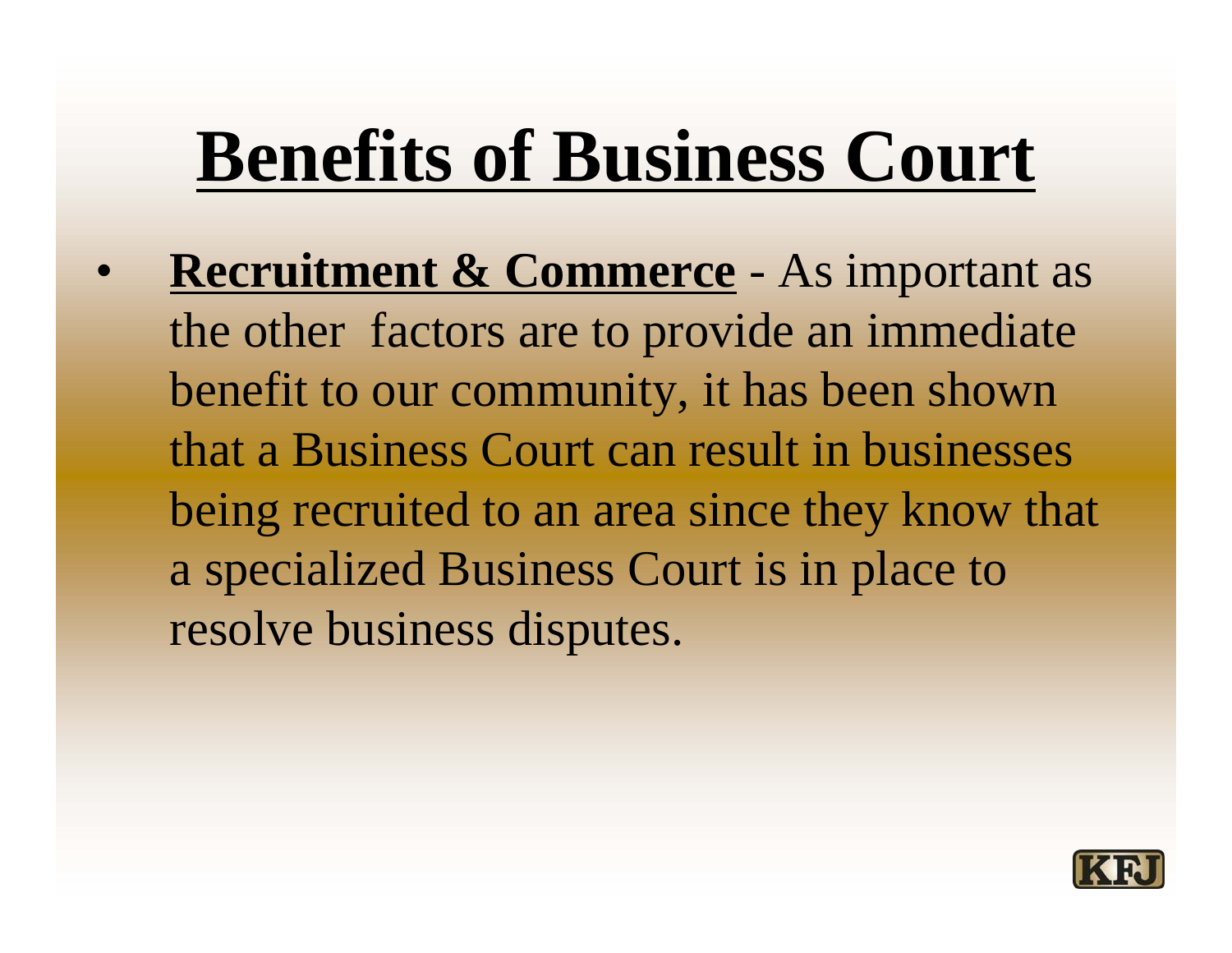# Benefits of Business Court

- **Recruitment & Commerce** - As important as the other factors are to provide an immediate benefit to our community, it has been shown that a Business Court can result in businesses being recruited to an area since they know that a specialized Business Court is in place to resolve business disputes.

KFJ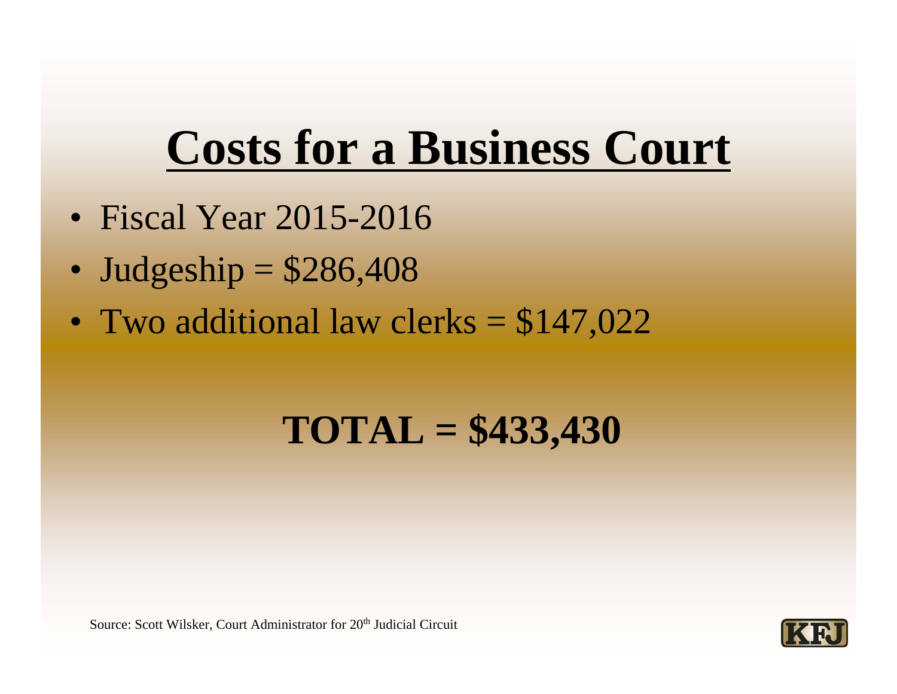# Costs for a Business Court

- Fiscal Year 2015-2016
- Judgeship = $286,408
- Two additional law clerks = $147,022

**TOTAL = $433,430**

Source: Scott Wilsker, Court Administrator for 20th Judicial Circuit

KFJ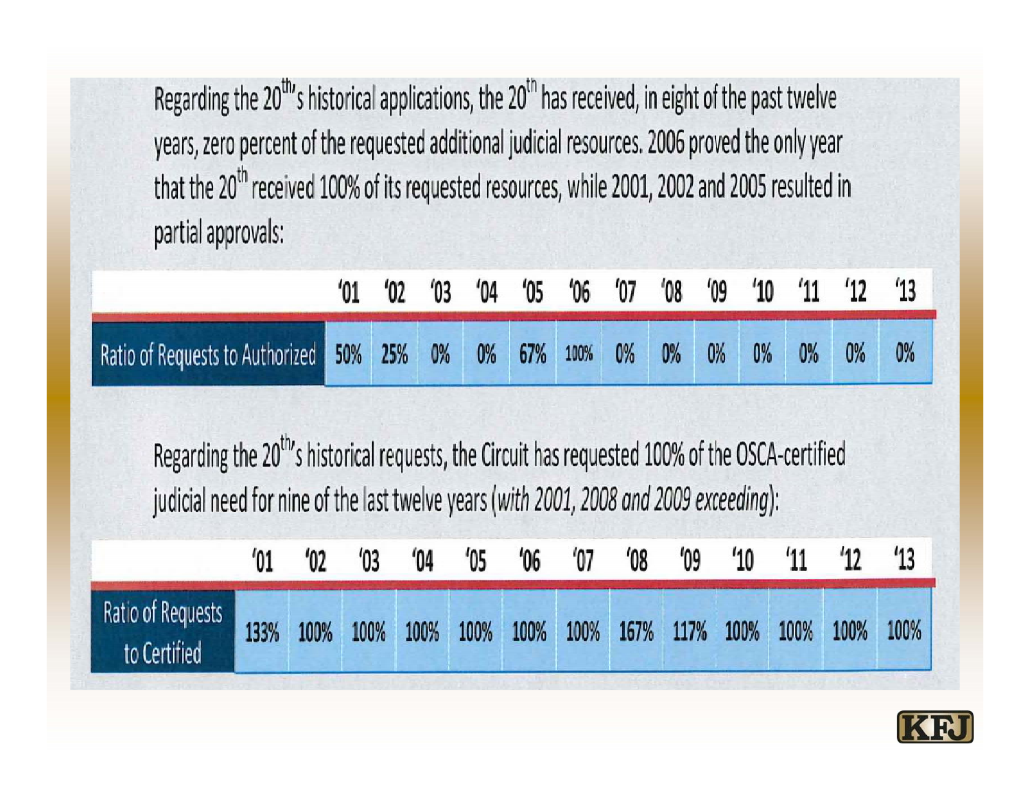Regarding the 20th's historical applications, the 20th has received, in eight of the past twelve years, zero percent of the requested additional judicial resources. 2006 proved the only year that the 20th received 100% of its requested resources, while 2001, 2002 and 2005 resulted in partial approvals:

| | '01 | '02 | '03 | '04 | '05 | '06 | '07 | '08 | '09 | '10 | '11 | '12 | '13 |
|---|---|---|---|---|---|---|---|---|---|---|---|---|---|
| Ratio of Requests to Authorized | 50% | 25% | 0% | 0% | 67% | 100% | 0% | 0% | 0% | 0% | 0% | 0% | 0% |

Regarding the 20th's historical requests, the Circuit has requested 100% of the OSCA-certified judicial need for nine of the last twelve years (*with 2001, 2008 and 2009 exceeding*):

| | '01 | '02 | '03 | '04 | '05 | '06 | '07 | '08 | '09 | '10 | '11 | '12 | '13 |
|---|---|---|---|---|---|---|---|---|---|---|---|---|---|
| Ratio of Requests to Certified | 133% | 100% | 100% | 100% | 100% | 100% | 100% | 167% | 117% | 100% | 100% | 100% | 100% |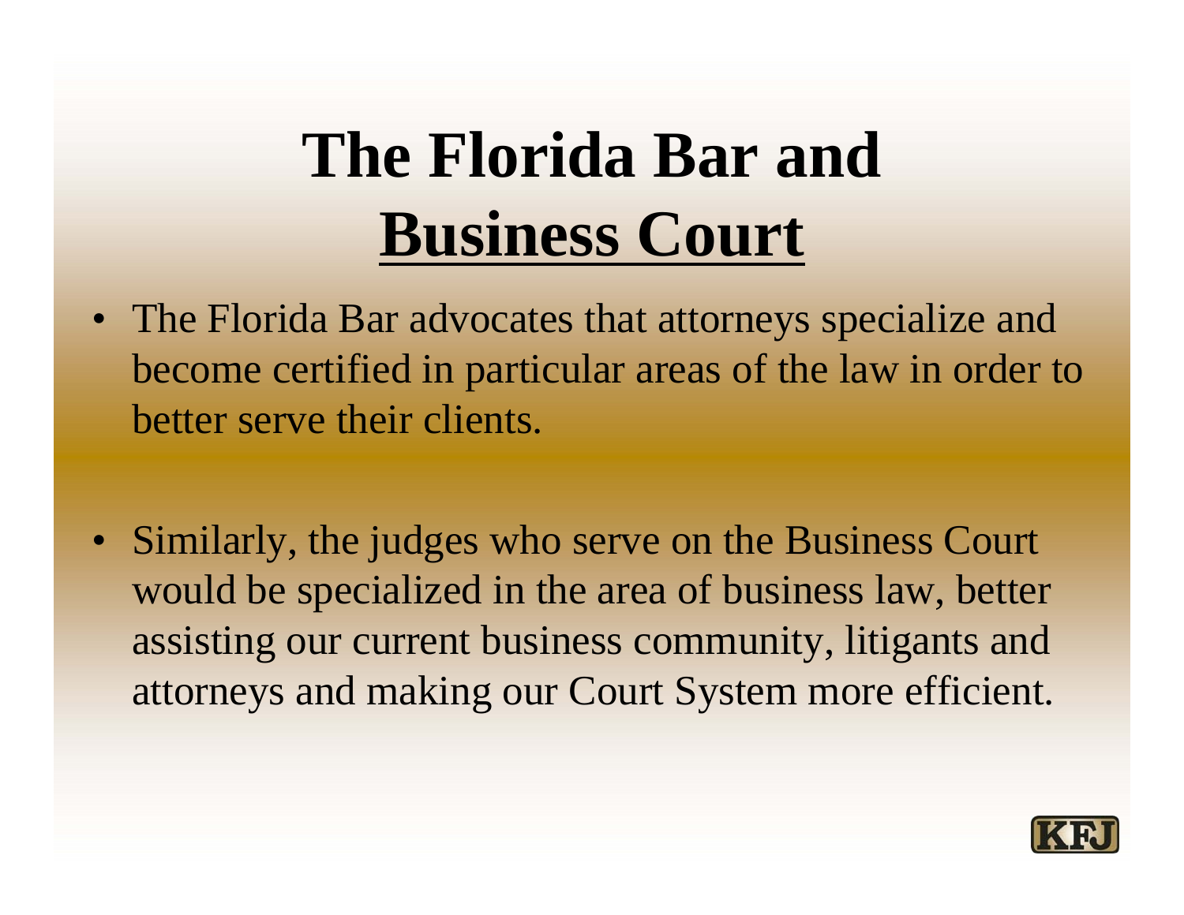# The Florida Bar and Business Court

- The Florida Bar advocates that attorneys specialize and become certified in particular areas of the law in order to better serve their clients.
- Similarly, the judges who serve on the Business Court would be specialized in the area of business law, better assisting our current business community, litigants and attorneys and making our Court System more efficient.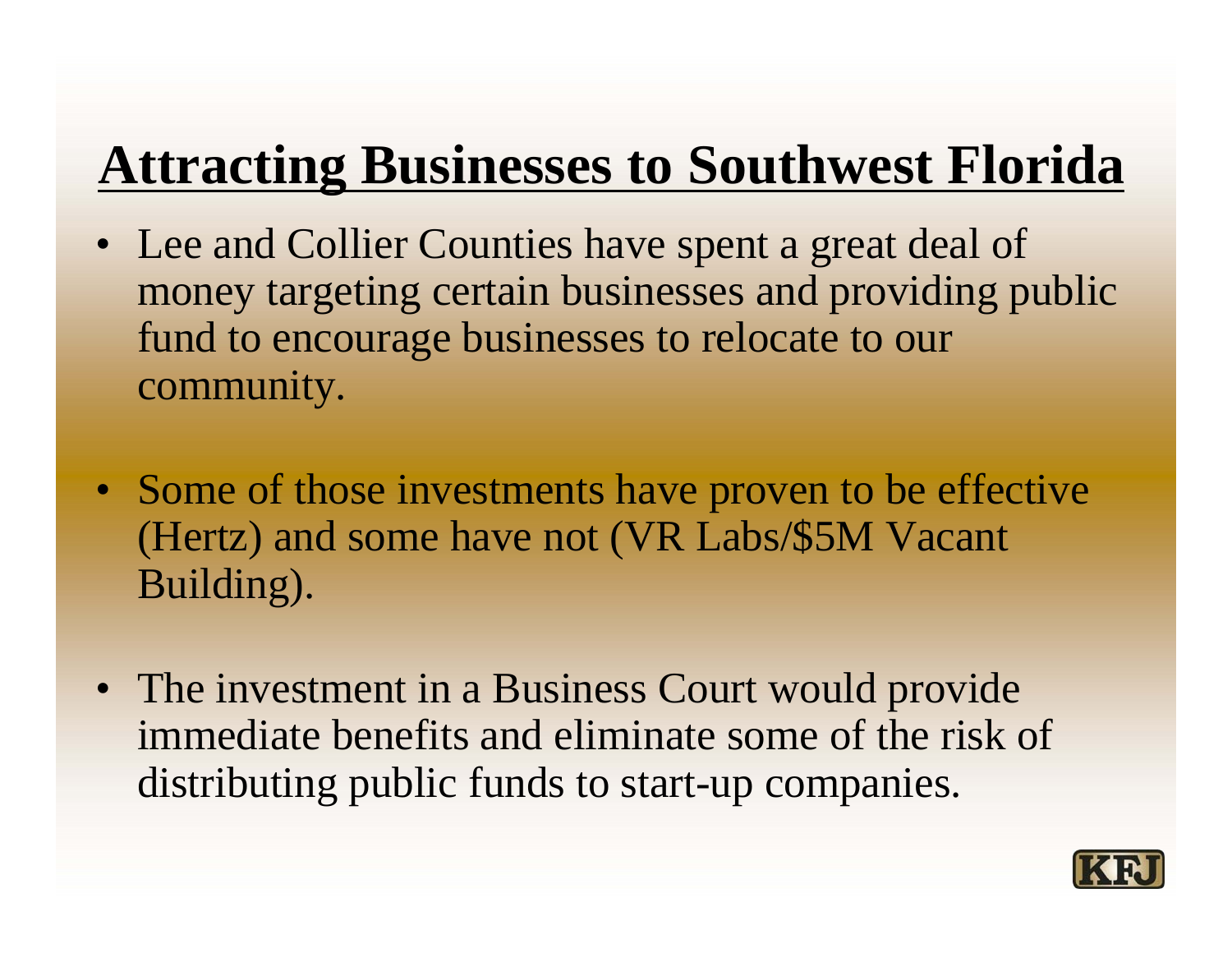# Attracting Businesses to Southwest Florida

- Lee and Collier Counties have spent a great deal of money targeting certain businesses and providing public fund to encourage businesses to relocate to our community.

- Some of those investments have proven to be effective (Hertz) and some have not (VR Labs/$5M Vacant Building).

- The investment in a Business Court would provide immediate benefits and eliminate some of the risk of distributing public funds to start-up companies.

KFJ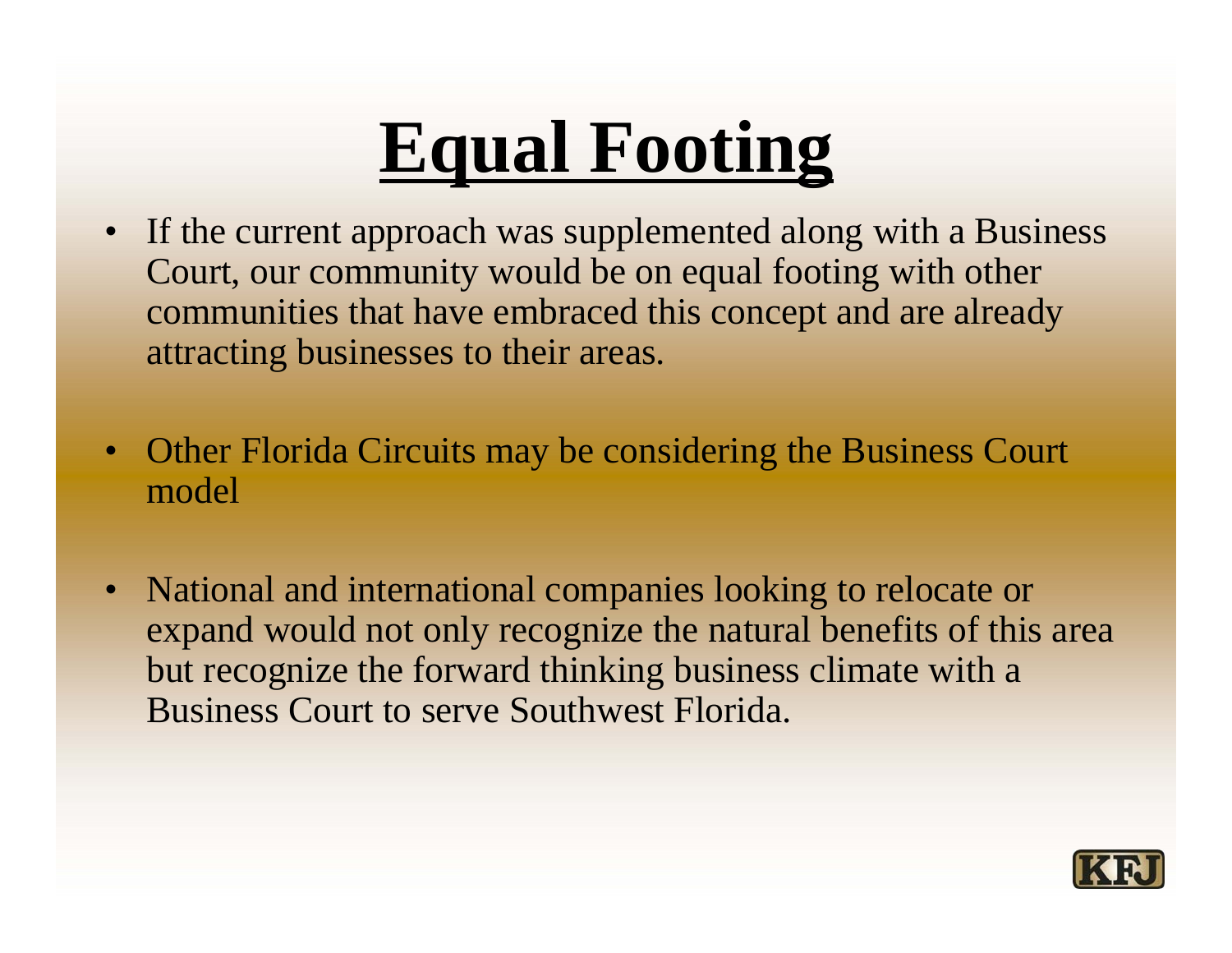# Equal Footing

- If the current approach was supplemented along with a Business Court, our community would be on equal footing with other communities that have embraced this concept and are already attracting businesses to their areas.
- Other Florida Circuits may be considering the Business Court model
- National and international companies looking to relocate or expand would not only recognize the natural benefits of this area but recognize the forward thinking business climate with a Business Court to serve Southwest Florida.

KFJ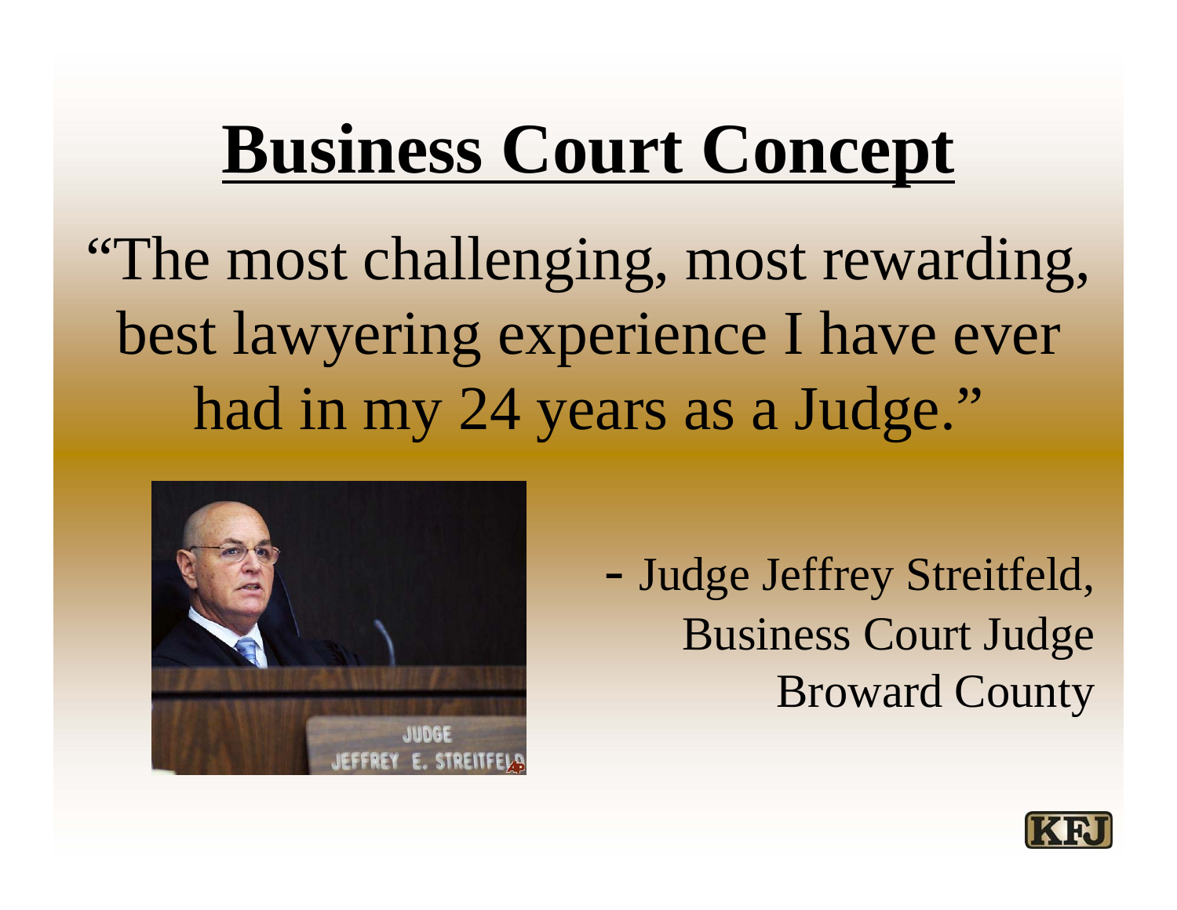# Business Court Concept

"The most challenging, most rewarding, best lawyering experience I have ever had in my 24 years as a Judge."

\- Judge Jeffrey Streitfeld,
Business Court Judge
Broward County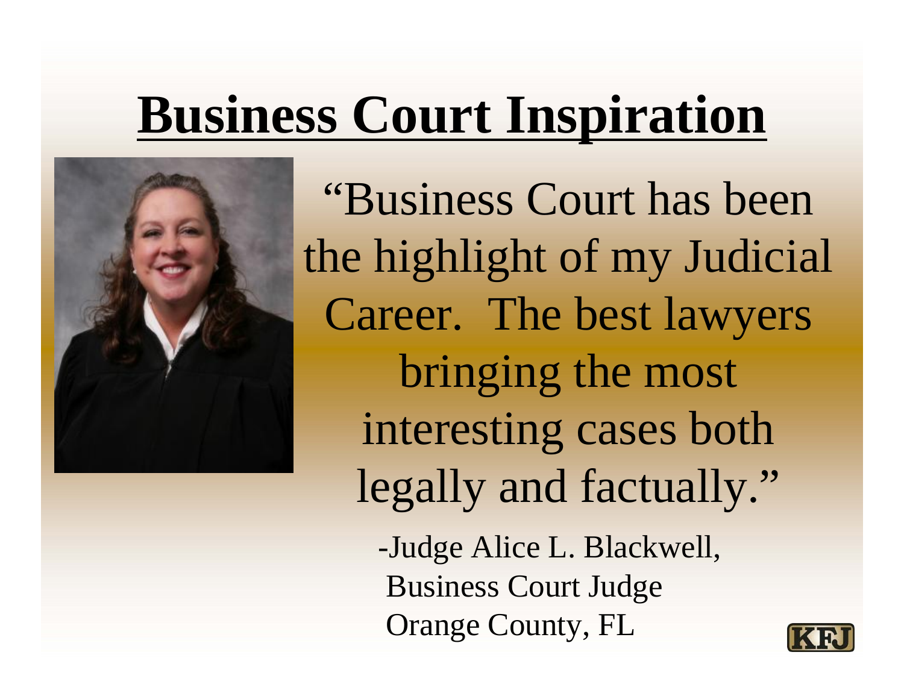# Business Court Inspiration

"Business Court has been the highlight of my Judicial Career. The best lawyers bringing the most interesting cases both legally and factually."

-Judge Alice L. Blackwell,
Business Court Judge
Orange County, FL

KFJ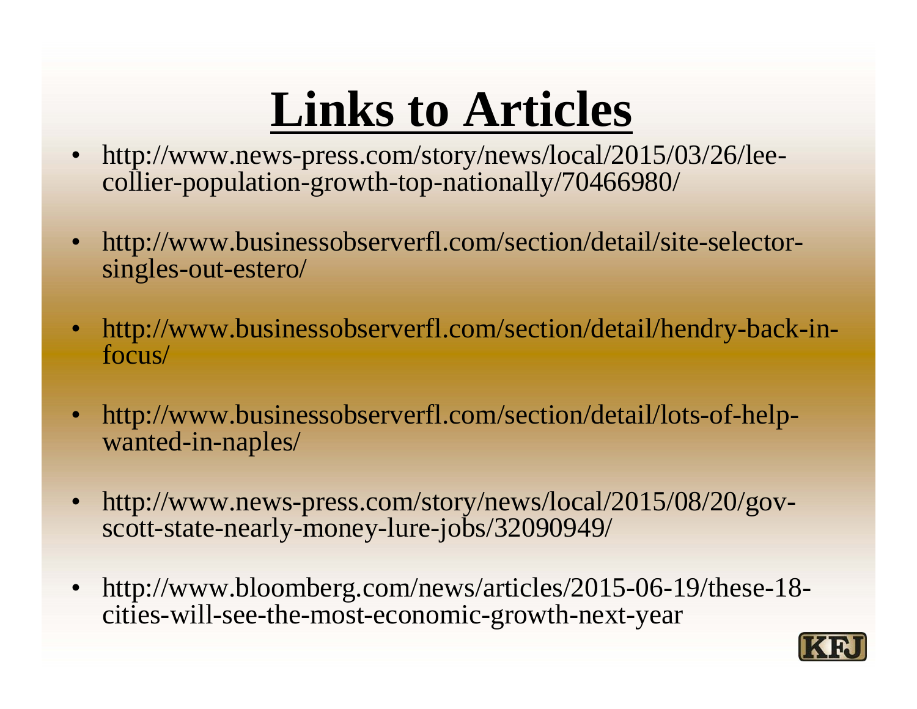# Links to Articles

- http://www.news-press.com/story/news/local/2015/03/26/lee-collier-population-growth-top-nationally/70466980/
- http://www.businessobserverfl.com/section/detail/site-selector-singles-out-estero/
- http://www.businessobserverfl.com/section/detail/hendry-back-in-focus/
- http://www.businessobserverfl.com/section/detail/lots-of-help-wanted-in-naples/
- http://www.news-press.com/story/news/local/2015/08/20/gov-scott-state-nearly-money-lure-jobs/32090949/
- http://www.bloomberg.com/news/articles/2015-06-19/these-18-cities-will-see-the-most-economic-growth-next-year

KFJ